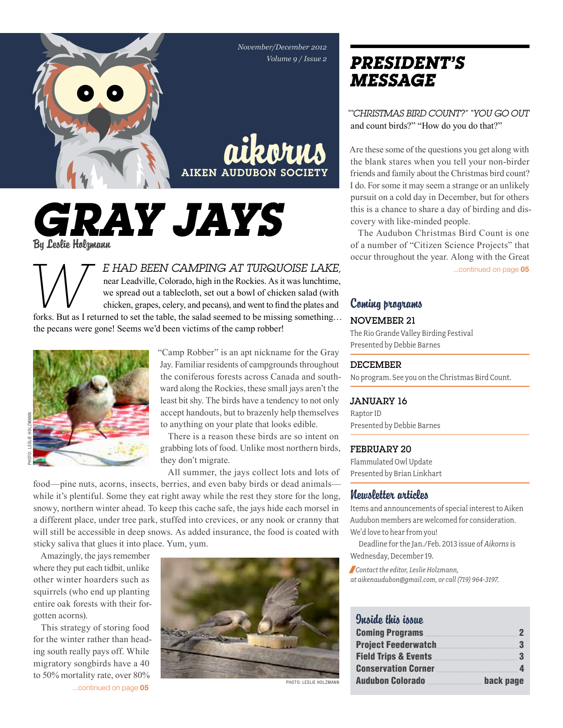November/December 2012
Volume 9 / Issue 2

# aikorns
AIKEN AUDUBON SOCIETY

# GRAY JAYS

By Leslie Holzmann

WE HAD BEEN CAMPING AT TURQUOISE LAKE, near Leadville, Colorado, high in the Rockies. As it was lunchtime, we spread out a tablecloth, set out a bowl of chicken salad (with chicken, grapes, celery, and pecans), and went to find the plates and forks. But as I returned to set the table, the salad seemed to be missing something… the pecans were gone! Seems we'd been victims of the camp robber!

PHOTO: LESLIE HOLZMANN

"Camp Robber" is an apt nickname for the Gray Jay. Familiar residents of campgrounds throughout the coniferous forests across Canada and southward along the Rockies, these small jays aren't the least bit shy. The birds have a tendency to not only accept handouts, but to brazenly help themselves to anything on your plate that looks edible.

There is a reason these birds are so intent on grabbing lots of food. Unlike most northern birds, they don't migrate.

All summer, the jays collect lots and lots of food—pine nuts, acorns, insects, berries, and even baby birds or dead animals—while it's plentiful. Some they eat right away while the rest they store for the long, snowy, northern winter ahead. To keep this cache safe, the jays hide each morsel in a different place, under tree park, stuffed into crevices, or any nook or cranny that will still be accessible in deep snows. As added insurance, the food is coated with sticky saliva that glues it into place. Yum, yum.

Amazingly, the jays remember where they put each tidbit, unlike other winter hoarders such as squirrels (who end up planting entire oak forests with their forgotten acorns).

This strategy of storing food for the winter rather than heading south really pays off. While migratory songbirds have a 40 to 50% mortality rate, over 80%

...continued on page 05

PHOTO: LESLIE HOLZMANN

## PRESIDENT'S MESSAGE

""CHRISTMAS BIRD COUNT?" "YOU GO OUT and count birds?" "How do you do that?"

Are these some of the questions you get along with the blank stares when you tell your non-birder friends and family about the Christmas bird count? I do. For some it may seem a strange or an unlikely pursuit on a cold day in December, but for others this is a chance to share a day of birding and discovery with like-minded people.

The Audubon Christmas Bird Count is one of a number of "Citizen Science Projects" that occur throughout the year. Along with the Great

...continued on page 05

### Coming programs

**NOVEMBER 21**
The Rio Grande Valley Birding Festival
Presented by Debbie Barnes

**DECEMBER**
No program. See you on the Christmas Bird Count.

**JANUARY 16**
Raptor ID
Presented by Debbie Barnes

**FEBRUARY 20**
Flammulated Owl Update
Presented by Brian Linkhart

### Newsletter articles

Items and announcements of special interest to Aiken Audubon members are welcomed for consideration. We'd love to hear from you!

Deadline for the Jan./Feb. 2013 issue of *Aikorns* is Wednesday, December 19.

*Contact the editor, Leslie Holzmann, at aikenaudubon@gmail.com, or call (719) 964-3197.*

### Inside this issue

| | |
|---|---|
| **Coming Programs** | 2 |
| **Project Feederwatch** | 3 |
| **Field Trips & Events** | 3 |
| **Conservation Corner** | 4 |
| **Audubon Colorado** | back page |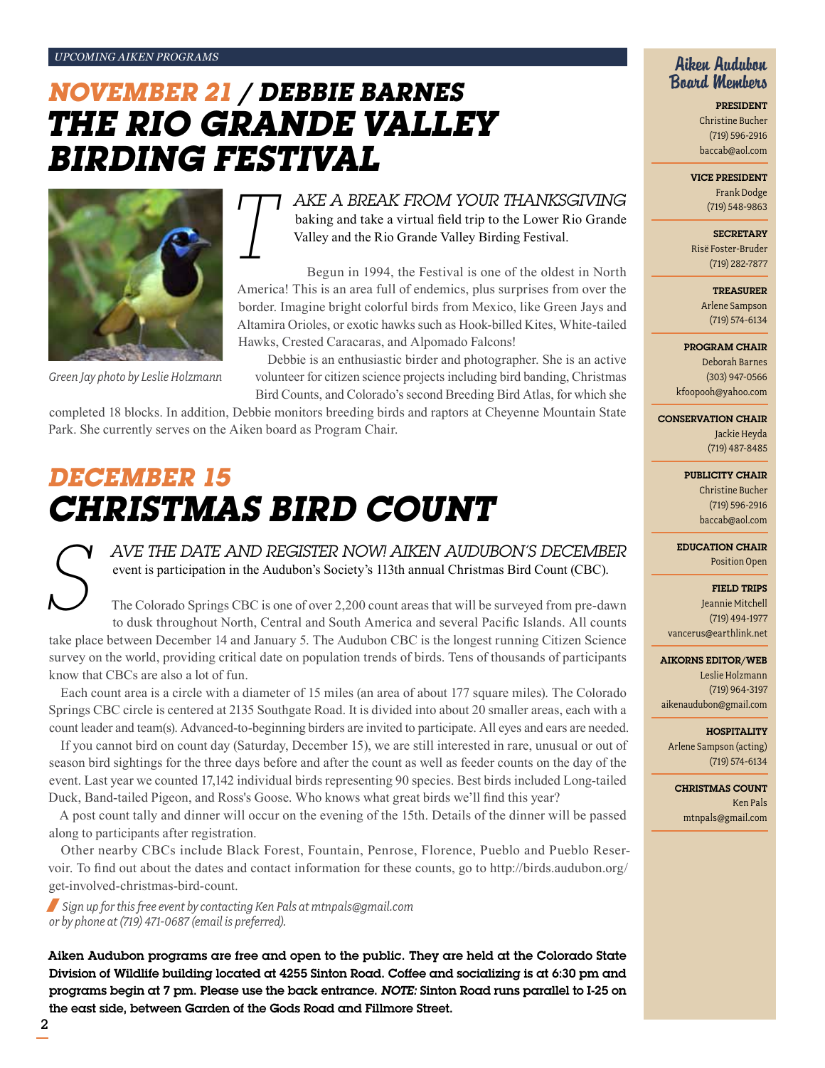*UPCOMING AIKEN PROGRAMS*

# *NOVEMBER 21 / DEBBIE BARNES*
# *THE RIO GRANDE VALLEY BIRDING FESTIVAL*

*Green Jay photo by Leslie Holzmann*

*TAKE A BREAK FROM YOUR THANKSGIVING* baking and take a virtual field trip to the Lower Rio Grande Valley and the Rio Grande Valley Birding Festival.

Begun in 1994, the Festival is one of the oldest in North America! This is an area full of endemics, plus surprises from over the border. Imagine bright colorful birds from Mexico, like Green Jays and Altamira Orioles, or exotic hawks such as Hook-billed Kites, White-tailed Hawks, Crested Caracaras, and Alpomado Falcons!

Debbie is an enthusiastic birder and photographer. She is an active volunteer for citizen science projects including bird banding, Christmas Bird Counts, and Colorado's second Breeding Bird Atlas, for which she completed 18 blocks. In addition, Debbie monitors breeding birds and raptors at Cheyenne Mountain State Park. She currently serves on the Aiken board as Program Chair.

# *DECEMBER 15*
# *CHRISTMAS BIRD COUNT*

*SAVE THE DATE AND REGISTER NOW! AIKEN AUDUBON'S DECEMBER* event is participation in the Audubon's Society's 113th annual Christmas Bird Count (CBC).

The Colorado Springs CBC is one of over 2,200 count areas that will be surveyed from pre-dawn to dusk throughout North, Central and South America and several Pacific Islands. All counts take place between December 14 and January 5. The Audubon CBC is the longest running Citizen Science survey on the world, providing critical date on population trends of birds. Tens of thousands of participants know that CBCs are also a lot of fun.

Each count area is a circle with a diameter of 15 miles (an area of about 177 square miles). The Colorado Springs CBC circle is centered at 2135 Southgate Road. It is divided into about 20 smaller areas, each with a count leader and team(s). Advanced-to-beginning birders are invited to participate. All eyes and ears are needed.

If you cannot bird on count day (Saturday, December 15), we are still interested in rare, unusual or out of season bird sightings for the three days before and after the count as well as feeder counts on the day of the event. Last year we counted 17,142 individual birds representing 90 species. Best birds included Long-tailed Duck, Band-tailed Pigeon, and Ross's Goose. Who knows what great birds we'll find this year?

A post count tally and dinner will occur on the evening of the 15th. Details of the dinner will be passed along to participants after registration.

Other nearby CBCs include Black Forest, Fountain, Penrose, Florence, Pueblo and Pueblo Reservoir. To find out about the dates and contact information for these counts, go to http://birds.audubon.org/get-involved-christmas-bird-count.

*Sign up for this free event by contacting Ken Pals at mtnpals@gmail.com or by phone at (719) 471-0687 (email is preferred).*

**Aiken Audubon programs are free and open to the public. They are held at the Colorado State Division of Wildlife building located at 4255 Sinton Road. Coffee and socializing is at 6:30 pm and programs begin at 7 pm. Please use the back entrance. *NOTE:* Sinton Road runs parallel to I-25 on the east side, between Garden of the Gods Road and Fillmore Street.**

## Aiken Audubon Board Members

**PRESIDENT**
Christine Bucher
(719) 596-2916
baccab@aol.com

**VICE PRESIDENT**
Frank Dodge
(719) 548-9863

**SECRETARY**
Risë Foster-Bruder
(719) 282-7877

**TREASURER**
Arlene Sampson
(719) 574-6134

**PROGRAM CHAIR**
Deborah Barnes
(303) 947-0566
kfoopooh@yahoo.com

**CONSERVATION CHAIR**
Jackie Heyda
(719) 487-8485

**PUBLICITY CHAIR**
Christine Bucher
(719) 596-2916
baccab@aol.com

**EDUCATION CHAIR**
Position Open

**FIELD TRIPS**
Jeannie Mitchell
(719) 494-1977
vancerus@earthlink.net

**AIKORNS EDITOR/WEB**
Leslie Holzmann
(719) 964-3197
aikenaudubon@gmail.com

**HOSPITALITY**
Arlene Sampson (acting)
(719) 574-6134

**CHRISTMAS COUNT**
Ken Pals
mtnpals@gmail.com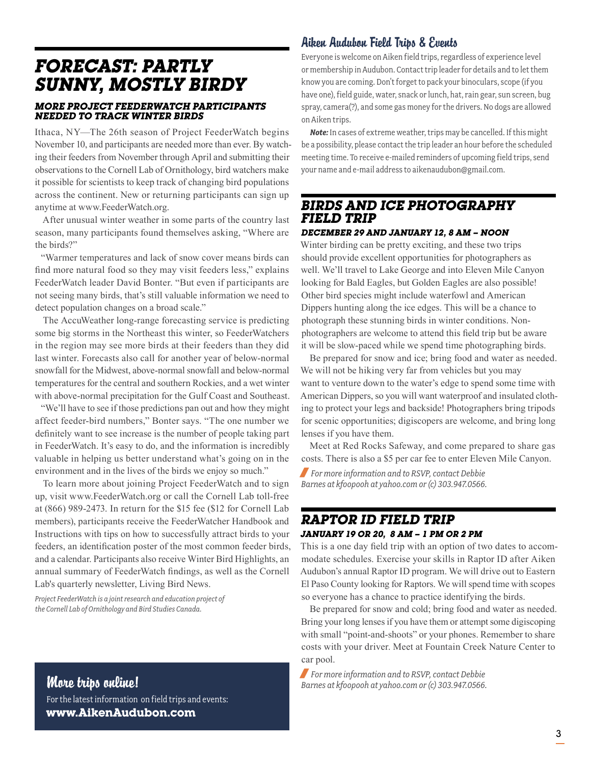# FORECAST: PARTLY SUNNY, MOSTLY BIRDY

### MORE PROJECT FEEDERWATCH PARTICIPANTS NEEDED TO TRACK WINTER BIRDS

Ithaca, NY—The 26th season of Project FeederWatch begins November 10, and participants are needed more than ever. By watching their feeders from November through April and submitting their observations to the Cornell Lab of Ornithology, bird watchers make it possible for scientists to keep track of changing bird populations across the continent. New or returning participants can sign up anytime at www.FeederWatch.org.

After unusual winter weather in some parts of the country last season, many participants found themselves asking, "Where are the birds?"

"Warmer temperatures and lack of snow cover means birds can find more natural food so they may visit feeders less," explains FeederWatch leader David Bonter. "But even if participants are not seeing many birds, that's still valuable information we need to detect population changes on a broad scale."

The AccuWeather long-range forecasting service is predicting some big storms in the Northeast this winter, so FeederWatchers in the region may see more birds at their feeders than they did last winter. Forecasts also call for another year of below-normal snowfall for the Midwest, above-normal snowfall and below-normal temperatures for the central and southern Rockies, and a wet winter with above-normal precipitation for the Gulf Coast and Southeast.

"We'll have to see if those predictions pan out and how they might affect feeder-bird numbers," Bonter says. "The one number we definitely want to see increase is the number of people taking part in FeederWatch. It's easy to do, and the information is incredibly valuable in helping us better understand what's going on in the environment and in the lives of the birds we enjoy so much."

To learn more about joining Project FeederWatch and to sign up, visit www.FeederWatch.org or call the Cornell Lab toll-free at (866) 989-2473. In return for the $15 fee ($12 for Cornell Lab members), participants receive the FeederWatcher Handbook and Instructions with tips on how to successfully attract birds to your feeders, an identification poster of the most common feeder birds, and a calendar. Participants also receive Winter Bird Highlights, an annual summary of FeederWatch findings, as well as the Cornell Lab's quarterly newsletter, Living Bird News.

*Project FeederWatch is a joint research and education project of the Cornell Lab of Ornithology and Bird Studies Canada.*

## More trips online!

For the latest information on field trips and events:
**www.AikenAudubon.com**

## Aiken Audubon Field Trips & Events

Everyone is welcome on Aiken field trips, regardless of experience level or membership in Audubon. Contact trip leader for details and to let them know you are coming. Don't forget to pack your binoculars, scope (if you have one), field guide, water, snack or lunch, hat, rain gear, sun screen, bug spray, camera(?), and some gas money for the drivers. No dogs are allowed on Aiken trips.

***Note:*** In cases of extreme weather, trips may be cancelled. If this might be a possibility, please contact the trip leader an hour before the scheduled meeting time. To receive e-mailed reminders of upcoming field trips, send your name and e-mail address to aikenaudubon@gmail.com.

## BIRDS AND ICE PHOTOGRAPHY FIELD TRIP

### DECEMBER 29 AND JANUARY 12, 8 AM – NOON

Winter birding can be pretty exciting, and these two trips should provide excellent opportunities for photographers as well. We'll travel to Lake George and into Eleven Mile Canyon looking for Bald Eagles, but Golden Eagles are also possible! Other bird species might include waterfowl and American Dippers hunting along the ice edges. This will be a chance to photograph these stunning birds in winter conditions. Non-photographers are welcome to attend this field trip but be aware it will be slow-paced while we spend time photographing birds.

Be prepared for snow and ice; bring food and water as needed. We will not be hiking very far from vehicles but you may want to venture down to the water's edge to spend some time with American Dippers, so you will want waterproof and insulated clothing to protect your legs and backside! Photographers bring tripods for scenic opportunities; digiscopers are welcome, and bring long lenses if you have them.

Meet at Red Rocks Safeway, and come prepared to share gas costs. There is also a $5 per car fee to enter Eleven Mile Canyon.

*For more information and to RSVP, contact Debbie Barnes at kfoopooh at yahoo.com or (c) 303.947.0566.*

## RAPTOR ID FIELD TRIP

### JANUARY 19 OR 20, 8 AM – 1 PM OR 2 PM

This is a one day field trip with an option of two dates to accommodate schedules. Exercise your skills in Raptor ID after Aiken Audubon's annual Raptor ID program. We will drive out to Eastern El Paso County looking for Raptors. We will spend time with scopes so everyone has a chance to practice identifying the birds.

Be prepared for snow and cold; bring food and water as needed. Bring your long lenses if you have them or attempt some digiscoping with small "point-and-shoots" or your phones. Remember to share costs with your driver. Meet at Fountain Creek Nature Center to car pool.

*For more information and to RSVP, contact Debbie Barnes at kfoopooh at yahoo.com or (c) 303.947.0566.*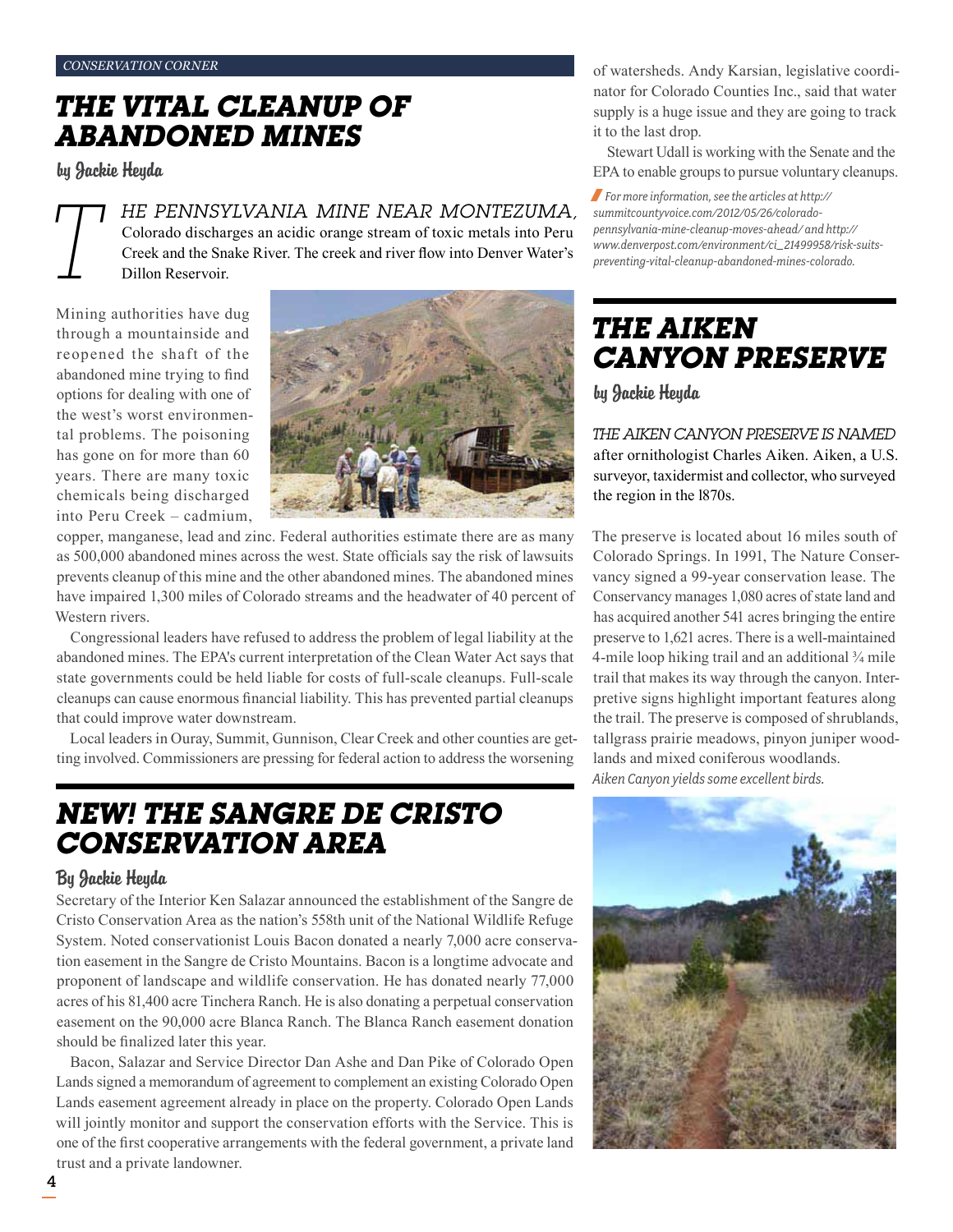CONSERVATION CORNER

# THE VITAL CLEANUP OF ABANDONED MINES

by Jackie Heyda

THE PENNSYLVANIA MINE NEAR MONTEZUMA, Colorado discharges an acidic orange stream of toxic metals into Peru Creek and the Snake River. The creek and river flow into Denver Water's Dillon Reservoir.

Mining authorities have dug through a mountainside and reopened the shaft of the abandoned mine trying to find options for dealing with one of the west's worst environmental problems. The poisoning has gone on for more than 60 years. There are many toxic chemicals being discharged into Peru Creek – cadmium, copper, manganese, lead and zinc. Federal authorities estimate there are as many as 500,000 abandoned mines across the west. State officials say the risk of lawsuits prevents cleanup of this mine and the other abandoned mines. The abandoned mines have impaired 1,300 miles of Colorado streams and the headwater of 40 percent of Western rivers.

Congressional leaders have refused to address the problem of legal liability at the abandoned mines. The EPA's current interpretation of the Clean Water Act says that state governments could be held liable for costs of full-scale cleanups. Full-scale cleanups can cause enormous financial liability. This has prevented partial cleanups that could improve water downstream.

Local leaders in Ouray, Summit, Gunnison, Clear Creek and other counties are getting involved. Commissioners are pressing for federal action to address the worsening of watersheds. Andy Karsian, legislative coordinator for Colorado Counties Inc., said that water supply is a huge issue and they are going to track it to the last drop.

Stewart Udall is working with the Senate and the EPA to enable groups to pursue voluntary cleanups.

*For more information, see the articles at http://summitcountyvoice.com/2012/05/26/colorado-pennsylvania-mine-cleanup-moves-ahead/ and http://www.denverpost.com/environment/ci_21499958/risk-suits-preventing-vital-cleanup-abandoned-mines-colorado.*

# NEW! THE SANGRE DE CRISTO CONSERVATION AREA

By Jackie Heyda

Secretary of the Interior Ken Salazar announced the establishment of the Sangre de Cristo Conservation Area as the nation's 558th unit of the National Wildlife Refuge System. Noted conservationist Louis Bacon donated a nearly 7,000 acre conservation easement in the Sangre de Cristo Mountains. Bacon is a longtime advocate and proponent of landscape and wildlife conservation. He has donated nearly 77,000 acres of his 81,400 acre Tinchera Ranch. He is also donating a perpetual conservation easement on the 90,000 acre Blanca Ranch. The Blanca Ranch easement donation should be finalized later this year.

Bacon, Salazar and Service Director Dan Ashe and Dan Pike of Colorado Open Lands signed a memorandum of agreement to complement an existing Colorado Open Lands easement agreement already in place on the property. Colorado Open Lands will jointly monitor and support the conservation efforts with the Service. This is one of the first cooperative arrangements with the federal government, a private land trust and a private landowner.

# THE AIKEN CANYON PRESERVE

by Jackie Heyda

*THE AIKEN CANYON PRESERVE IS NAMED* after ornithologist Charles Aiken. Aiken, a U.S. surveyor, taxidermist and collector, who surveyed the region in the l870s.

The preserve is located about 16 miles south of Colorado Springs. In 1991, The Nature Conservancy signed a 99-year conservation lease. The Conservancy manages 1,080 acres of state land and has acquired another 541 acres bringing the entire preserve to 1,621 acres. There is a well-maintained 4-mile loop hiking trail and an additional ¾ mile trail that makes its way through the canyon. Interpretive signs highlight important features along the trail. The preserve is composed of shrublands, tallgrass prairie meadows, pinyon juniper woodlands and mixed coniferous woodlands.

*Aiken Canyon yields some excellent birds.*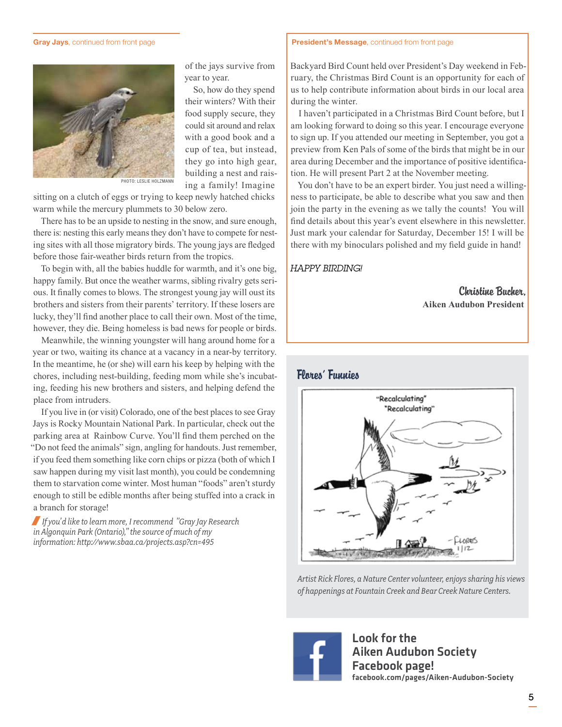**Gray Jays**, continued from front page

PHOTO: LESLIE HOLZMANN

of the jays survive from year to year.

So, how do they spend their winters? With their food supply secure, they could sit around and relax with a good book and a cup of tea, but instead, they go into high gear, building a nest and raising a family! Imagine sitting on a clutch of eggs or trying to keep newly hatched chicks warm while the mercury plummets to 30 below zero.

There has to be an upside to nesting in the snow, and sure enough, there is: nesting this early means they don't have to compete for nesting sites with all those migratory birds. The young jays are fledged before those fair-weather birds return from the tropics.

To begin with, all the babies huddle for warmth, and it's one big, happy family. But once the weather warms, sibling rivalry gets serious. It finally comes to blows. The strongest young jay will oust its brothers and sisters from their parents' territory. If these losers are lucky, they'll find another place to call their own. Most of the time, however, they die. Being homeless is bad news for people or birds.

Meanwhile, the winning youngster will hang around home for a year or two, waiting its chance at a vacancy in a near-by territory. In the meantime, he (or she) will earn his keep by helping with the chores, including nest-building, feeding mom while she's incubating, feeding his new brothers and sisters, and helping defend the place from intruders.

If you live in (or visit) Colorado, one of the best places to see Gray Jays is Rocky Mountain National Park. In particular, check out the parking area at Rainbow Curve. You'll find them perched on the "Do not feed the animals" sign, angling for handouts. Just remember, if you feed them something like corn chips or pizza (both of which I saw happen during my visit last month), you could be condemning them to starvation come winter. Most human "foods" aren't sturdy enough to still be edible months after being stuffed into a crack in a branch for storage!

*If you'd like to learn more, I recommend "Gray Jay Research in Algonquin Park (Ontario)," the source of much of my information: http://www.sbaa.ca/projects.asp?cn=495*

**President's Message**, continued from front page

Backyard Bird Count held over President's Day weekend in February, the Christmas Bird Count is an opportunity for each of us to help contribute information about birds in our local area during the winter.

I haven't participated in a Christmas Bird Count before, but I am looking forward to doing so this year. I encourage everyone to sign up. If you attended our meeting in September, you got a preview from Ken Pals of some of the birds that might be in our area during December and the importance of positive identification. He will present Part 2 at the November meeting.

You don't have to be an expert birder. You just need a willingness to participate, be able to describe what you saw and then join the party in the evening as we tally the counts! You will find details about this year's event elsewhere in this newsletter. Just mark your calendar for Saturday, December 15! I will be there with my binoculars polished and my field guide in hand!

*HAPPY BIRDING!*

Christine Bucher,
**Aiken Audubon President**

## Flores' Funnies

*Artist Rick Flores, a Nature Center volunteer, enjoys sharing his views of happenings at Fountain Creek and Bear Creek Nature Centers.*

**Look for the Aiken Audubon Society Facebook page!**
**facebook.com/pages/Aiken-Audubon-Society**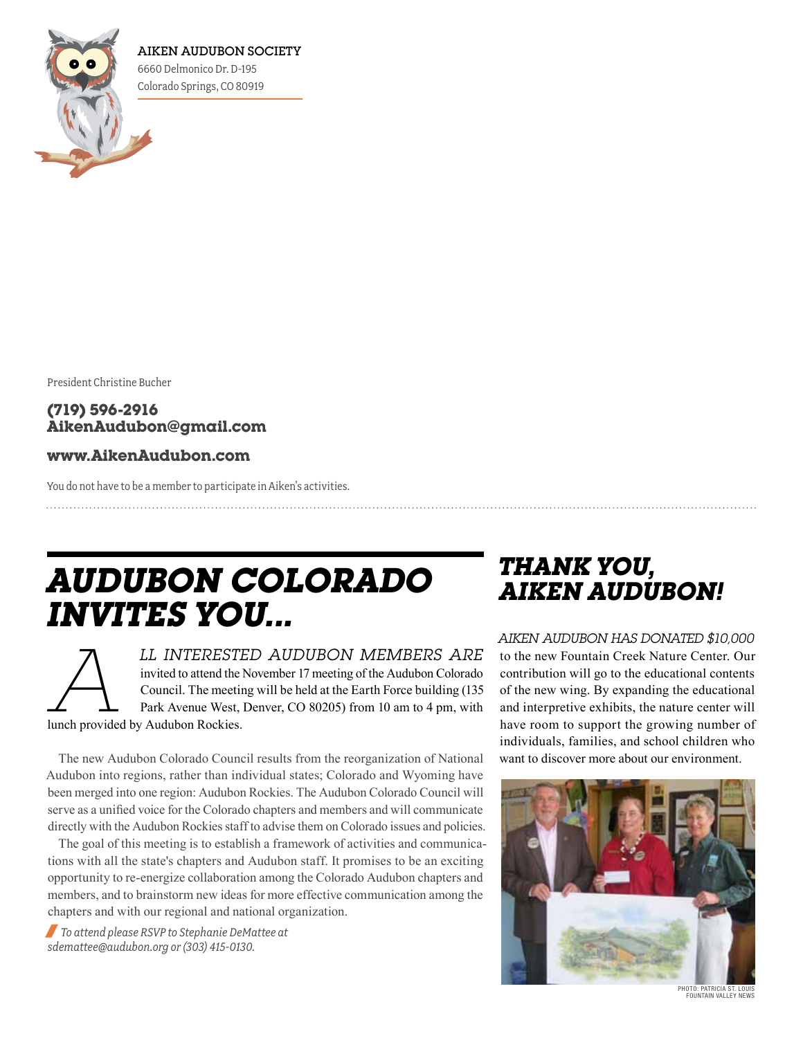AIKEN AUDUBON SOCIETY
6660 Delmonico Dr. D-195
Colorado Springs, CO 80919

President Christine Bucher

**(719) 596-2916**
**AikenAudubon@gmail.com**

**www.AikenAudubon.com**

You do not have to be a member to participate in Aiken's activities.

# AUDUBON COLORADO INVITES YOU...

ALL INTERESTED AUDUBON MEMBERS ARE invited to attend the November 17 meeting of the Audubon Colorado Council. The meeting will be held at the Earth Force building (135 Park Avenue West, Denver, CO 80205) from 10 am to 4 pm, with lunch provided by Audubon Rockies.

The new Audubon Colorado Council results from the reorganization of National Audubon into regions, rather than individual states; Colorado and Wyoming have been merged into one region: Audubon Rockies. The Audubon Colorado Council will serve as a unified voice for the Colorado chapters and members and will communicate directly with the Audubon Rockies staff to advise them on Colorado issues and policies.

The goal of this meeting is to establish a framework of activities and communications with all the state's chapters and Audubon staff. It promises to be an exciting opportunity to re-energize collaboration among the Colorado Audubon chapters and members, and to brainstorm new ideas for more effective communication among the chapters and with our regional and national organization.

*To attend please RSVP to Stephanie DeMattee at sdemattee@audubon.org or (303) 415-0130.*

# THANK YOU, AIKEN AUDUBON!

AIKEN AUDUBON HAS DONATED $10,000 to the new Fountain Creek Nature Center. Our contribution will go to the educational contents of the new wing. By expanding the educational and interpretive exhibits, the nature center will have room to support the growing number of individuals, families, and school children who want to discover more about our environment.

PHOTO: PATRICIA ST. LOUIS
FOUNTAIN VALLEY NEWS